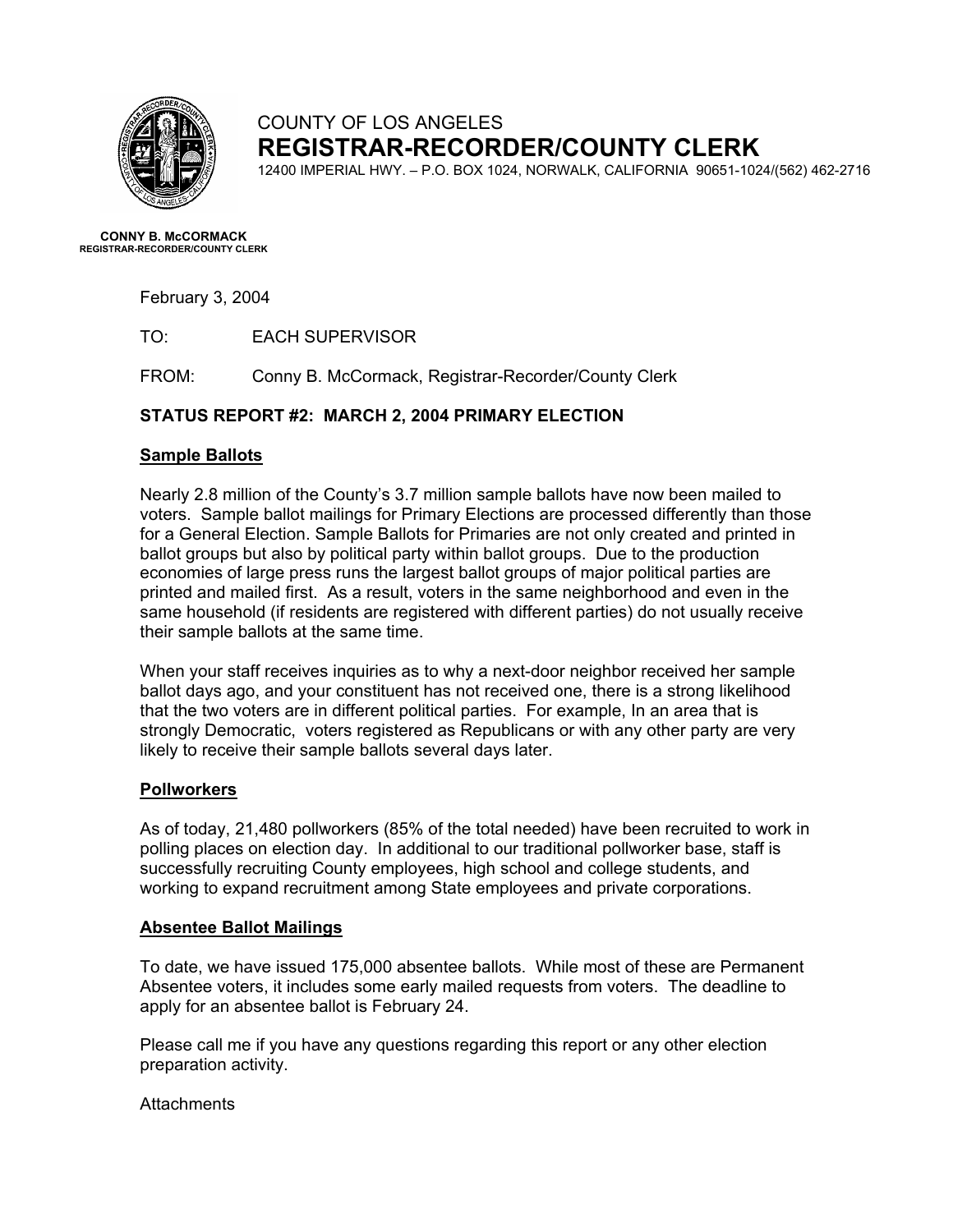COUNTY OF LOS ANGELES

# REGISTRAR-RECORDER/COUNTY CLERK

12400 IMPERIAL HWY. – P.O. BOX 1024, NORWALK, CALIFORNIA 90651-1024/(562) 462-2716

**CONNY B. McCORMACK**
**REGISTRAR-RECORDER/COUNTY CLERK**

February 3, 2004

TO: EACH SUPERVISOR

FROM: Conny B. McCormack, Registrar-Recorder/County Clerk

**STATUS REPORT #2: MARCH 2, 2004 PRIMARY ELECTION**

## Sample Ballots

Nearly 2.8 million of the County's 3.7 million sample ballots have now been mailed to voters. Sample ballot mailings for Primary Elections are processed differently than those for a General Election. Sample Ballots for Primaries are not only created and printed in ballot groups but also by political party within ballot groups. Due to the production economies of large press runs the largest ballot groups of major political parties are printed and mailed first. As a result, voters in the same neighborhood and even in the same household (if residents are registered with different parties) do not usually receive their sample ballots at the same time.

When your staff receives inquiries as to why a next-door neighbor received her sample ballot days ago, and your constituent has not received one, there is a strong likelihood that the two voters are in different political parties. For example, In an area that is strongly Democratic, voters registered as Republicans or with any other party are very likely to receive their sample ballots several days later.

## Pollworkers

As of today, 21,480 pollworkers (85% of the total needed) have been recruited to work in polling places on election day. In additional to our traditional pollworker base, staff is successfully recruiting County employees, high school and college students, and working to expand recruitment among State employees and private corporations.

## Absentee Ballot Mailings

To date, we have issued 175,000 absentee ballots. While most of these are Permanent Absentee voters, it includes some early mailed requests from voters. The deadline to apply for an absentee ballot is February 24.

Please call me if you have any questions regarding this report or any other election preparation activity.

Attachments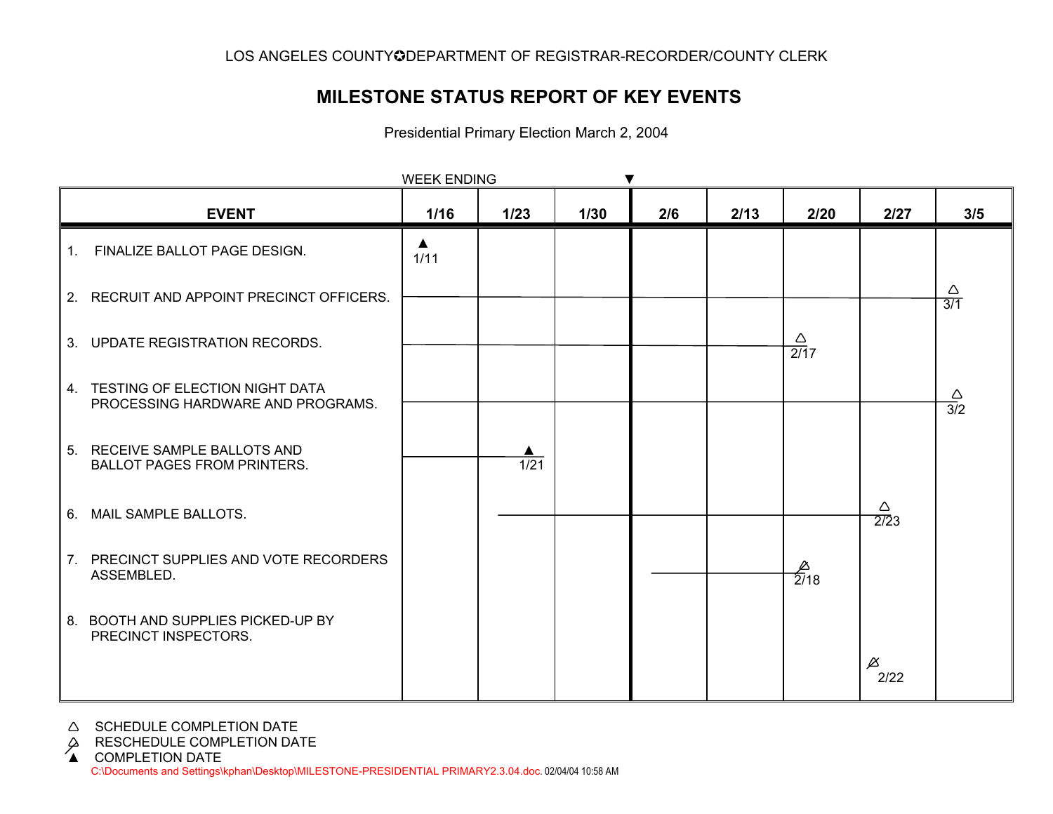LOS ANGELES COUNTY✪DEPARTMENT OF REGISTRAR-RECORDER/COUNTY CLERK

# MILESTONE STATUS REPORT OF KEY EVENTS

Presidential Primary Election March 2, 2004

WEEK ENDING ▼

| EVENT | 1/16 | 1/23 | 1/30 | 2/6 | 2/13 | 2/20 | 2/27 | 3/5 |
|---|---|---|---|---|---|---|---|---|
| 1. FINALIZE BALLOT PAGE DESIGN. | ▲ 1/11 | | | | | | | |
| 2. RECRUIT AND APPOINT PRECINCT OFFICERS. | | | | | | | | △ 3/1 |
| 3. UPDATE REGISTRATION RECORDS. | | | | | | △ 2/17 | | |
| 4. TESTING OF ELECTION NIGHT DATA PROCESSING HARDWARE AND PROGRAMS. | | | | | | | | △ 3/2 |
| 5. RECEIVE SAMPLE BALLOTS AND BALLOT PAGES FROM PRINTERS. | | ▲ 1/21 | | | | | | |
| 6. MAIL SAMPLE BALLOTS. | | | | | | | △ 2/23 | |
| 7. PRECINCT SUPPLIES AND VOTE RECORDERS ASSEMBLED. | | | | | | ⍋ 2/18 | | |
| 8. BOOTH AND SUPPLIES PICKED-UP BY PRECINCT INSPECTORS. | | | | | | | ⍋ 2/22 | |

△ SCHEDULE COMPLETION DATE
⍋ RESCHEDULE COMPLETION DATE
▲ COMPLETION DATE

C:\Documents and Settings\kphan\Desktop\MILESTONE-PRESIDENTIAL PRIMARY2.3.04.doc. 02/04/04 10:58 AM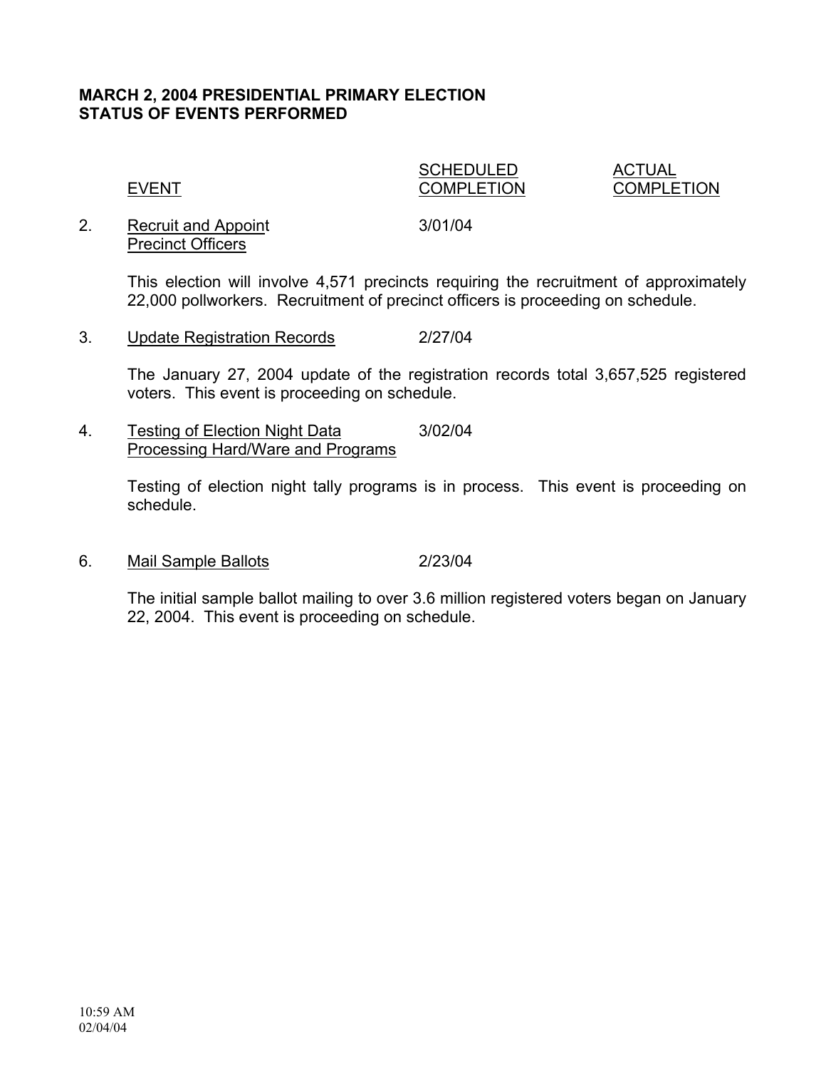**MARCH 2, 2004 PRESIDENTIAL PRIMARY ELECTION**
**STATUS OF EVENTS PERFORMED**

| | EVENT | SCHEDULED COMPLETION | ACTUAL COMPLETION |
|---|---|---|---|
| 2. | Recruit and Appoint Precinct Officers | 3/01/04 | |

This election will involve 4,571 precincts requiring the recruitment of approximately 22,000 pollworkers. Recruitment of precinct officers is proceeding on schedule.

| | EVENT | SCHEDULED COMPLETION | ACTUAL COMPLETION |
|---|---|---|---|
| 3. | Update Registration Records | 2/27/04 | |

The January 27, 2004 update of the registration records total 3,657,525 registered voters. This event is proceeding on schedule.

| | EVENT | SCHEDULED COMPLETION | ACTUAL COMPLETION |
|---|---|---|---|
| 4. | Testing of Election Night Data Processing Hard/Ware and Programs | 3/02/04 | |

Testing of election night tally programs is in process. This event is proceeding on schedule.

| | EVENT | SCHEDULED COMPLETION | ACTUAL COMPLETION |
|---|---|---|---|
| 6. | Mail Sample Ballots | 2/23/04 | |

The initial sample ballot mailing to over 3.6 million registered voters began on January 22, 2004. This event is proceeding on schedule.

10:59 AM
02/04/04